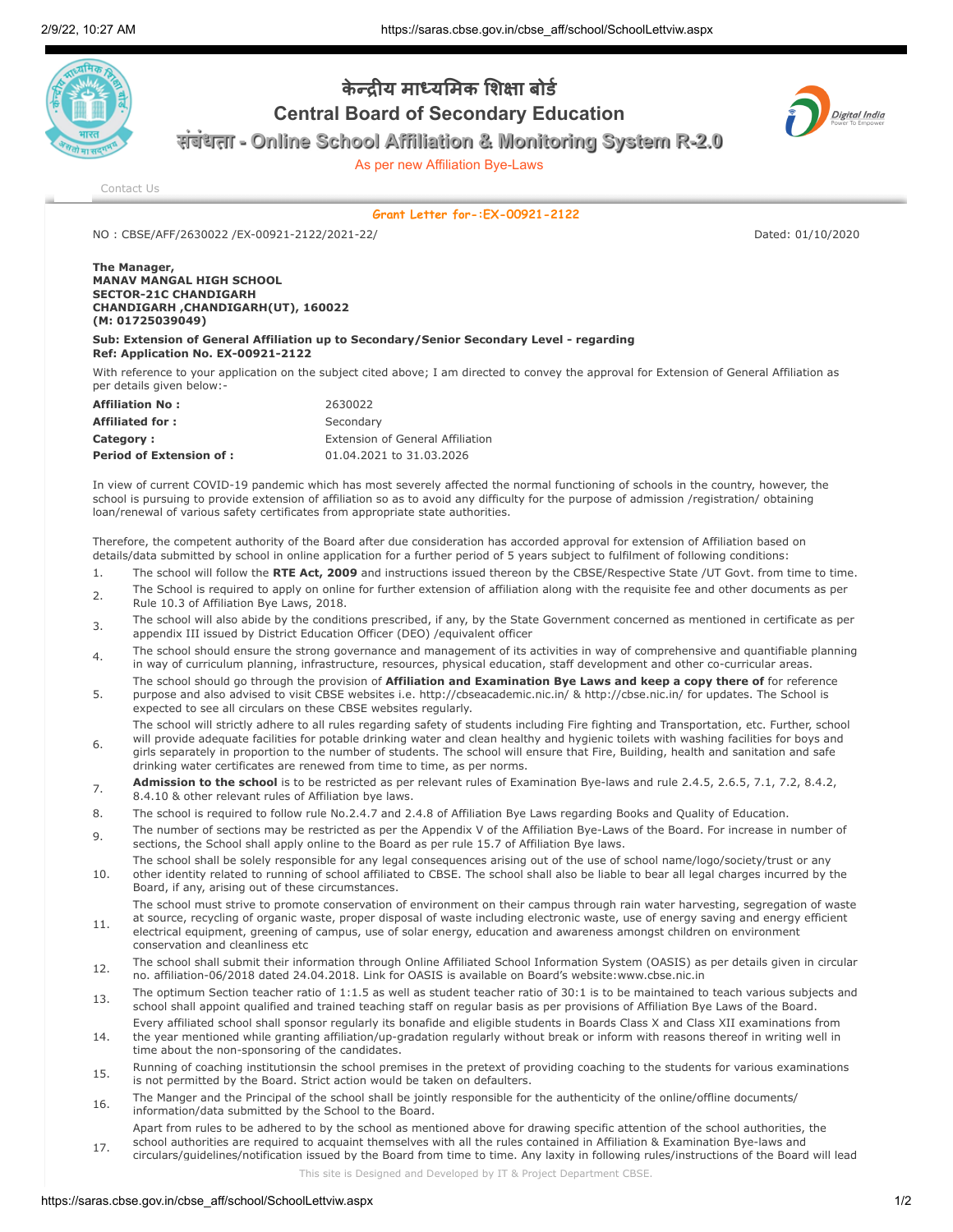# केन्द्रीय माध्यमिक शिक्षा बोर्ड

# Central Board of Secondary Education

## संबंधता - Online School Affiliation & Monitoring System R-2.0

As per new Affiliation Bye-Laws

Contact Us

**Grant Letter for-:EX-00921-2122**

NO : CBSE/AFF/2630022 /EX-00921-2122/2021-22/ Dated: 01/10/2020

**The Manager,**
**MANAV MANGAL HIGH SCHOOL**
**SECTOR-21C CHANDIGARH**
**CHANDIGARH ,CHANDIGARH(UT), 160022**
**(M: 01725039049)**

**Sub: Extension of General Affiliation up to Secondary/Senior Secondary Level - regarding**
**Ref: Application No. EX-00921-2122**

With reference to your application on the subject cited above; I am directed to convey the approval for Extension of General Affiliation as per details given below:-

| | |
|---|---|
| **Affiliation No :** | 2630022 |
| **Affiliated for :** | Secondary |
| **Category :** | Extension of General Affiliation |
| **Period of Extension of :** | 01.04.2021 to 31.03.2026 |

In view of current COVID-19 pandemic which has most severely affected the normal functioning of schools in the country, however, the school is pursuing to provide extension of affiliation so as to avoid any difficulty for the purpose of admission /registration/ obtaining loan/renewal of various safety certificates from appropriate state authorities.

Therefore, the competent authority of the Board after due consideration has accorded approval for extension of Affiliation based on details/data submitted by school in online application for a further period of 5 years subject to fulfilment of following conditions:

1. The school will follow the **RTE Act, 2009** and instructions issued thereon by the CBSE/Respective State /UT Govt. from time to time.
2. The School is required to apply on online for further extension of affiliation along with the requisite fee and other documents as per Rule 10.3 of Affiliation Bye Laws, 2018.
3. The school will also abide by the conditions prescribed, if any, by the State Government concerned as mentioned in certificate as per appendix III issued by District Education Officer (DEO) /equivalent officer
4. The school should ensure the strong governance and management of its activities in way of comprehensive and quantifiable planning in way of curriculum planning, infrastructure, resources, physical education, staff development and other co-curricular areas.
5. The school should go through the provision of **Affiliation and Examination Bye Laws and keep a copy there of** for reference purpose and also advised to visit CBSE websites i.e. http://cbseacademic.nic.in/ & http://cbse.nic.in/ for updates. The School is expected to see all circulars on these CBSE websites regularly.
6. The school will strictly adhere to all rules regarding safety of students including Fire fighting and Transportation, etc. Further, school will provide adequate facilities for potable drinking water and clean healthy and hygienic toilets with washing facilities for boys and girls separately in proportion to the number of students. The school will ensure that Fire, Building, health and sanitation and safe drinking water certificates are renewed from time to time, as per norms.
7. **Admission to the school** is to be restricted as per relevant rules of Examination Bye-laws and rule 2.4.5, 2.6.5, 7.1, 7.2, 8.4.2, 8.4.10 & other relevant rules of Affiliation bye laws.
8. The school is required to follow rule No.2.4.7 and 2.4.8 of Affiliation Bye Laws regarding Books and Quality of Education.
9. The number of sections may be restricted as per the Appendix V of the Affiliation Bye-Laws of the Board. For increase in number of sections, the School shall apply online to the Board as per rule 15.7 of Affiliation Bye laws.
10. The school shall be solely responsible for any legal consequences arising out of the use of school name/logo/society/trust or any other identity related to running of school affiliated to CBSE. The school shall also be liable to bear all legal charges incurred by the Board, if any, arising out of these circumstances.
11. The school must strive to promote conservation of environment on their campus through rain water harvesting, segregation of waste at source, recycling of organic waste, proper disposal of waste including electronic waste, use of energy saving and energy efficient electrical equipment, greening of campus, use of solar energy, education and awareness amongst children on environment conservation and cleanliness etc
12. The school shall submit their information through Online Affiliated School Information System (OASIS) as per details given in circular no. affiliation-06/2018 dated 24.04.2018. Link for OASIS is available on Board's website:www.cbse.nic.in
13. The optimum Section teacher ratio of 1:1.5 as well as student teacher ratio of 30:1 is to be maintained to teach various subjects and school shall appoint qualified and trained teaching staff on regular basis as per provisions of Affiliation Bye Laws of the Board.
14. Every affiliated school shall sponsor regularly its bonafide and eligible students in Boards Class X and Class XII examinations from the year mentioned while granting affiliation/up-gradation regularly without break or inform with reasons thereof in writing well in time about the non-sponsoring of the candidates.
15. Running of coaching institutionsin the school premises in the pretext of providing coaching to the students for various examinations is not permitted by the Board. Strict action would be taken on defaulters.
16. The Manger and the Principal of the school shall be jointly responsible for the authenticity of the online/offline documents/ information/data submitted by the School to the Board.
17. Apart from rules to be adhered to by the school as mentioned above for drawing specific attention of the school authorities, the school authorities are required to acquaint themselves with all the rules contained in Affiliation & Examination Bye-laws and circulars/guidelines/notification issued by the Board from time to time. Any laxity in following rules/instructions of the Board will lead

This site is Designed and Developed by IT & Project Department CBSE.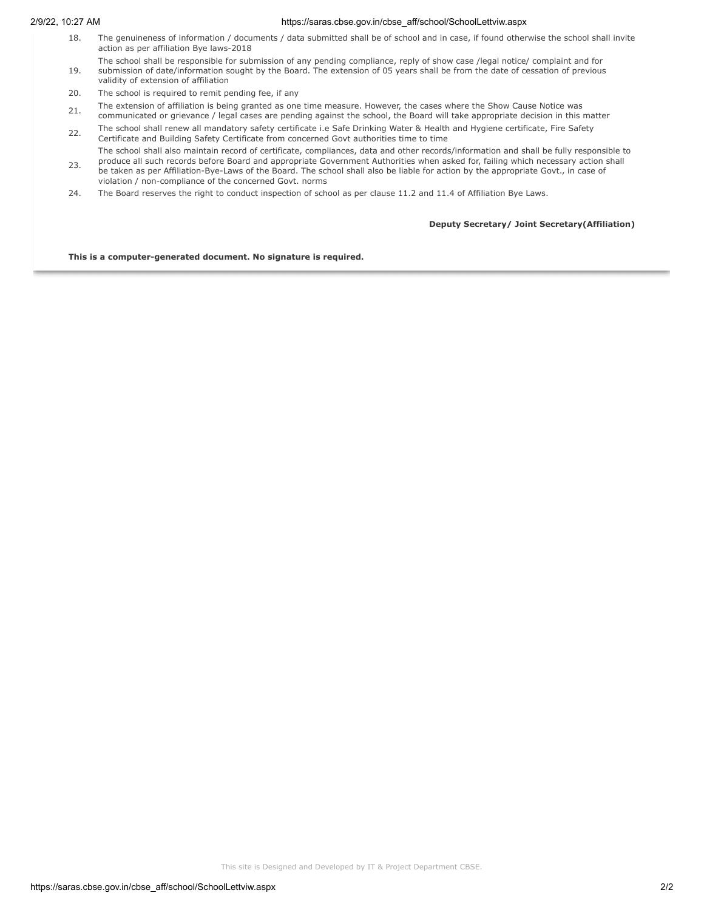18. The genuineness of information / documents / data submitted shall be of school and in case, if found otherwise the school shall invite action as per affiliation Bye laws-2018
19. The school shall be responsible for submission of any pending compliance, reply of show case /legal notice/ complaint and for submission of date/information sought by the Board. The extension of 05 years shall be from the date of cessation of previous validity of extension of affiliation
20. The school is required to remit pending fee, if any
21. The extension of affiliation is being granted as one time measure. However, the cases where the Show Cause Notice was communicated or grievance / legal cases are pending against the school, the Board will take appropriate decision in this matter
22. The school shall renew all mandatory safety certificate i.e Safe Drinking Water & Health and Hygiene certificate, Fire Safety Certificate and Building Safety Certificate from concerned Govt authorities time to time
23. The school shall also maintain record of certificate, compliances, data and other records/information and shall be fully responsible to produce all such records before Board and appropriate Government Authorities when asked for, failing which necessary action shall be taken as per Affiliation-Bye-Laws of the Board. The school shall also be liable for action by the appropriate Govt., in case of violation / non-compliance of the concerned Govt. norms
24. The Board reserves the right to conduct inspection of school as per clause 11.2 and 11.4 of Affiliation Bye Laws.

**Deputy Secretary/ Joint Secretary(Affiliation)**

**This is a computer-generated document. No signature is required.**

This site is Designed and Developed by IT & Project Department CBSE.